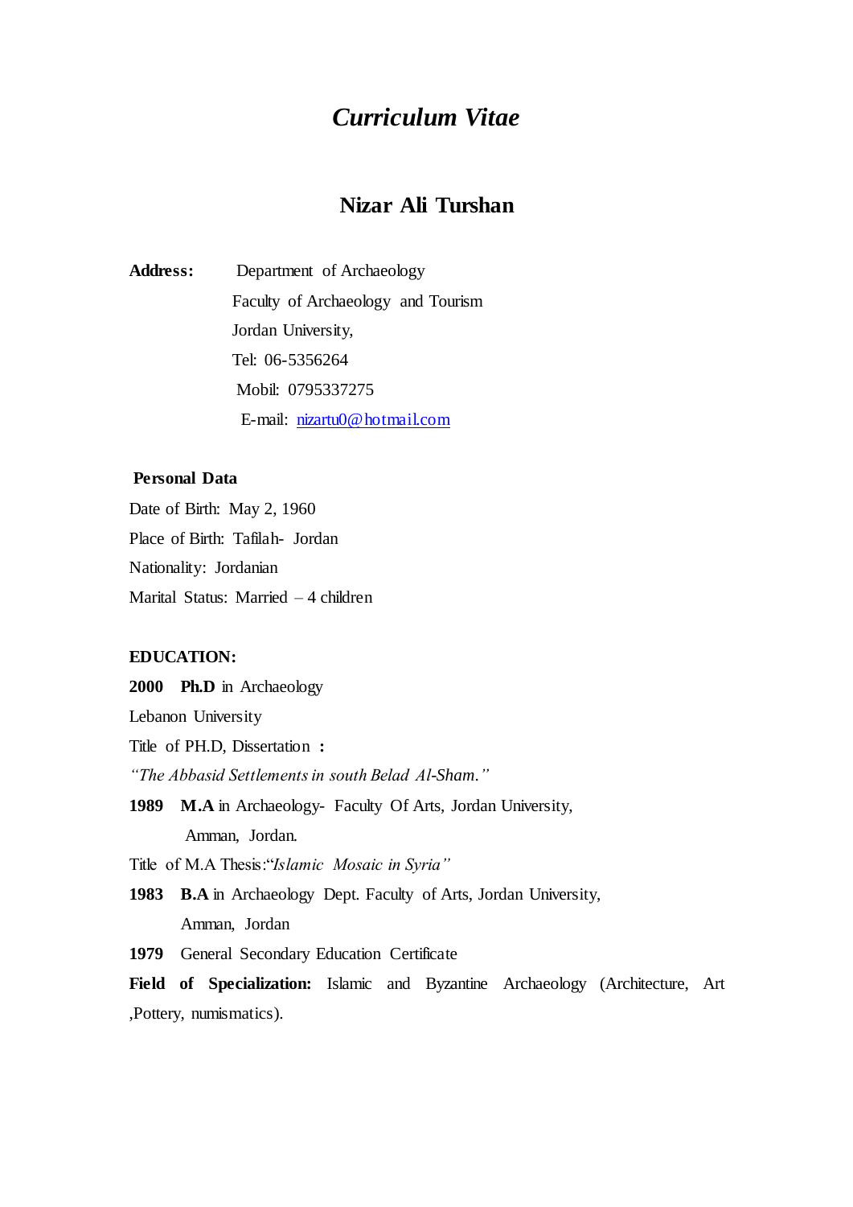# *Curriculum Vitae*

## Nizar Ali Turshan

**Address:** Department of Archaeology
Faculty of Archaeology and Tourism
Jordan University,
Tel: 06-5356264
Mobil: 0795337275
E-mail: nizartu0@hotmail.com

**Personal Data**

Date of Birth: May 2, 1960
Place of Birth: Tafilah- Jordan
Nationality: Jordanian
Marital Status: Married – 4 children

**EDUCATION:**

**2000** **Ph.D** in Archaeology
Lebanon University
Title of PH.D, Dissertation **:**
*"The Abbasid Settlements in south Belad Al-Sham."*

**1989** **M.A** in Archaeology- Faculty Of Arts, Jordan University,
Amman, Jordan.
Title of M.A Thesis:*"Islamic Mosaic in Syria"*

**1983** **B.A** in Archaeology Dept. Faculty of Arts, Jordan University,
Amman, Jordan

**1979** General Secondary Education Certificate

**Field of Specialization:** Islamic and Byzantine Archaeology (Architecture, Art ,Pottery, numismatics).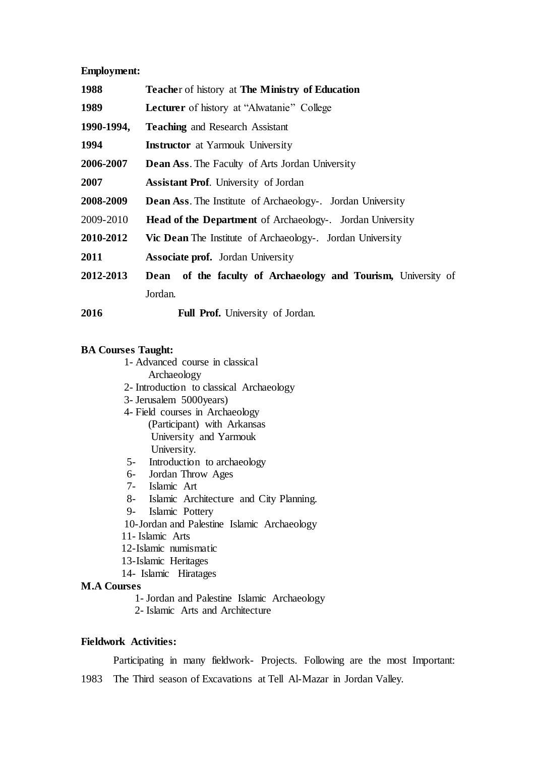**Employment:**

| | |
|---|---|
| **1988** | **Teache**r of history at **The Ministry of Education** |
| **1989** | **Lecturer** of history at "Alwatanie" College |
| **1990-1994,** | **Teaching** and Research Assistant |
| **1994** | **Instructor** at Yarmouk University |
| **2006-2007** | **Dean Ass**. The Faculty of Arts Jordan University |
| **2007** | **Assistant Prof**. University of Jordan |
| **2008-2009** | **Dean Ass**. The Institute of Archaeology-. Jordan University |
| 2009-2010 | **Head of the Department** of Archaeology-. Jordan University |
| **2010-2012** | **Vic Dean** The Institute of Archaeology-. Jordan University |
| **2011** | **Associate prof.** Jordan University |
| **2012-2013** | **Dean of the faculty of Archaeology and Tourism,** University of Jordan. |
| **2016** | **Full Prof.** University of Jordan. |

**BA Courses Taught:**

1- Advanced course in classical Archaeology
2- Introduction to classical Archaeology
3- Jerusalem 5000years)
4- Field courses in Archaeology (Participant) with Arkansas University and Yarmouk University.
5- Introduction to archaeology
6- Jordan Throw Ages
7- Islamic Art
8- Islamic Architecture and City Planning.
9- Islamic Pottery
10-Jordan and Palestine Islamic Archaeology
11- Islamic Arts
12-Islamic numismatic
13-Islamic Heritages
14- Islamic Hiratages

**M.A Courses**

1- Jordan and Palestine Islamic Archaeology
2- Islamic Arts and Architecture

**Fieldwork Activities:**

Participating in many fieldwork- Projects. Following are the most Important:

1983 The Third season of Excavations at Tell Al-Mazar in Jordan Valley.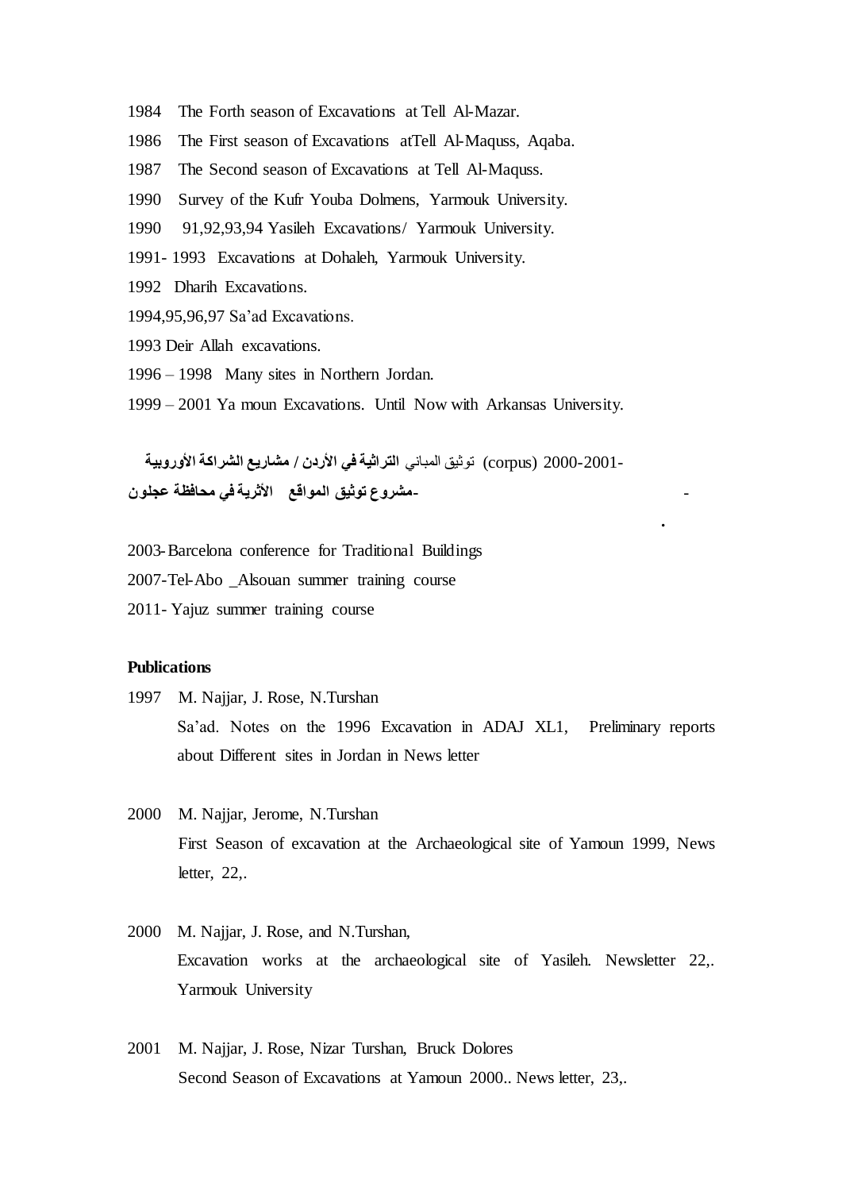1984 The Forth season of Excavations at Tell Al-Mazar.

1986 The First season of Excavations atTell Al-Maquss, Aqaba.

1987 The Second season of Excavations at Tell Al-Maquss.

1990 Survey of the Kufr Youba Dolmens, Yarmouk University.

1990 91,92,93,94 Yasileh Excavations/ Yarmouk University.

1991- 1993 Excavations at Dohaleh, Yarmouk University.

1992 Dharih Excavations.

1994,95,96,97 Sa'ad Excavations.

1993 Deir Allah excavations.

1996 – 1998 Many sites in Northern Jordan.

1999 – 2001 Ya moun Excavations. Until Now with Arkansas University.

-2000-2001 (corpus) توثيق المباني **التراثية في الأردن / مشاريع الشراكة الأوروبية**

- **-مشروع توثيق المواقع الأثرية في محافظة عجلون**

.

2003-Barcelona conference for Traditional Buildings

2007-Tel-Abo _Alsouan summer training course

2011- Yajuz summer training course

**Publications**

1997 M. Najjar, J. Rose, N.Turshan
Sa'ad. Notes on the 1996 Excavation in ADAJ XL1, Preliminary reports about Different sites in Jordan in News letter

2000 M. Najjar, Jerome, N.Turshan
First Season of excavation at the Archaeological site of Yamoun 1999, News letter, 22,.

2000 M. Najjar, J. Rose, and N.Turshan,
Excavation works at the archaeological site of Yasileh. Newsletter 22,. Yarmouk University

2001 M. Najjar, J. Rose, Nizar Turshan, Bruck Dolores
Second Season of Excavations at Yamoun 2000.. News letter, 23,.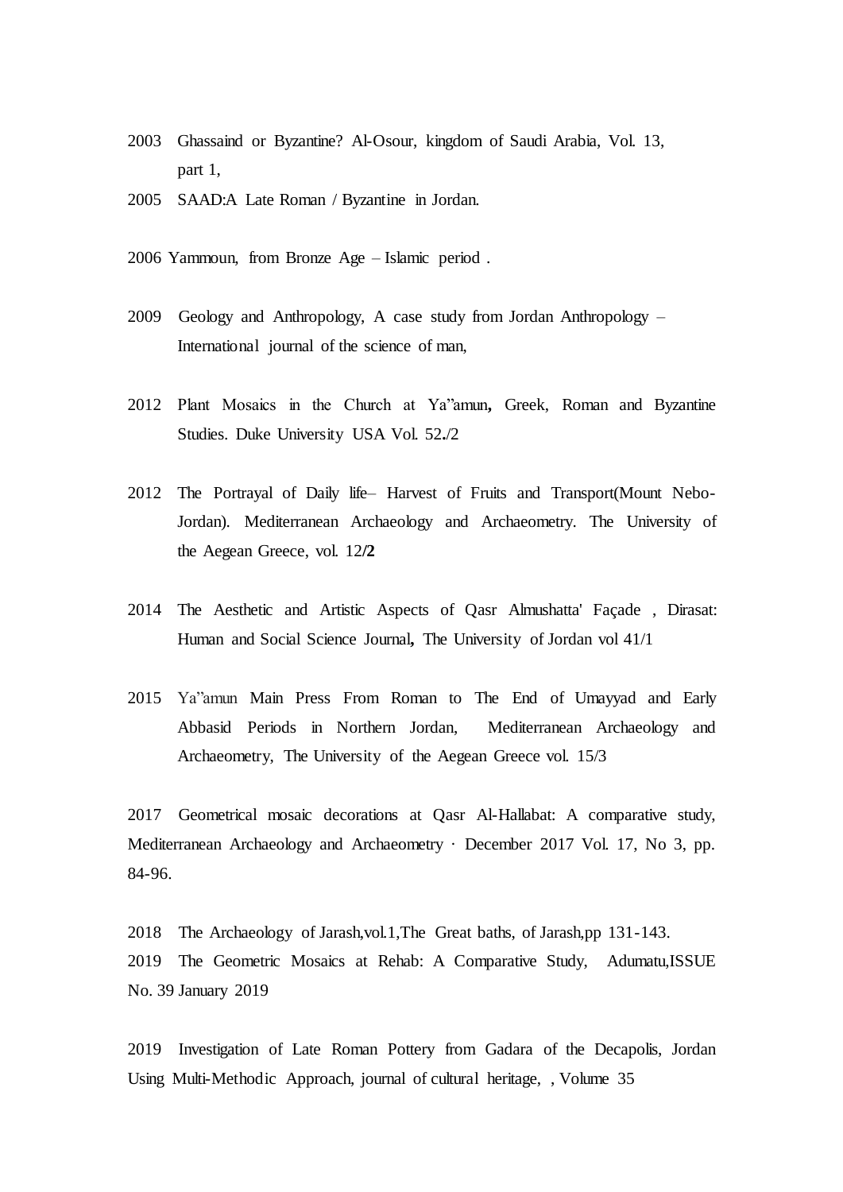2003 Ghassaind or Byzantine? Al-Osour, kingdom of Saudi Arabia, Vol. 13, part 1,

2005 SAAD:A Late Roman / Byzantine in Jordan.

2006 Yammoun, from Bronze Age – Islamic period .

2009 Geology and Anthropology, A case study from Jordan Anthropology – International journal of the science of man,

2012 Plant Mosaics in the Church at Ya"amun**,** Greek, Roman and Byzantine Studies. Duke University USA Vol. 52**.**/2

2012 The Portrayal of Daily life– Harvest of Fruits and Transport(Mount Nebo- Jordan). Mediterranean Archaeology and Archaeometry. The University of the Aegean Greece, vol. 12**/2**

2014 The Aesthetic and Artistic Aspects of Qasr Almushatta' Façade , Dirasat: Human and Social Science Journal**,** The University of Jordan vol 41/1

2015 Ya"amun Main Press From Roman to The End of Umayyad and Early Abbasid Periods in Northern Jordan, Mediterranean Archaeology and Archaeometry, The University of the Aegean Greece vol. 15/3

2017 Geometrical mosaic decorations at Qasr Al-Hallabat: A comparative study, Mediterranean Archaeology and Archaeometry · December 2017 Vol. 17, No 3, pp. 84-96.

2018 The Archaeology of Jarash,vol.1,The Great baths, of Jarash,pp 131-143.
2019 The Geometric Mosaics at Rehab: A Comparative Study, Adumatu,ISSUE No. 39 January 2019

2019 Investigation of Late Roman Pottery from Gadara of the Decapolis, Jordan Using Multi-Methodic Approach, journal of cultural heritage, , Volume 35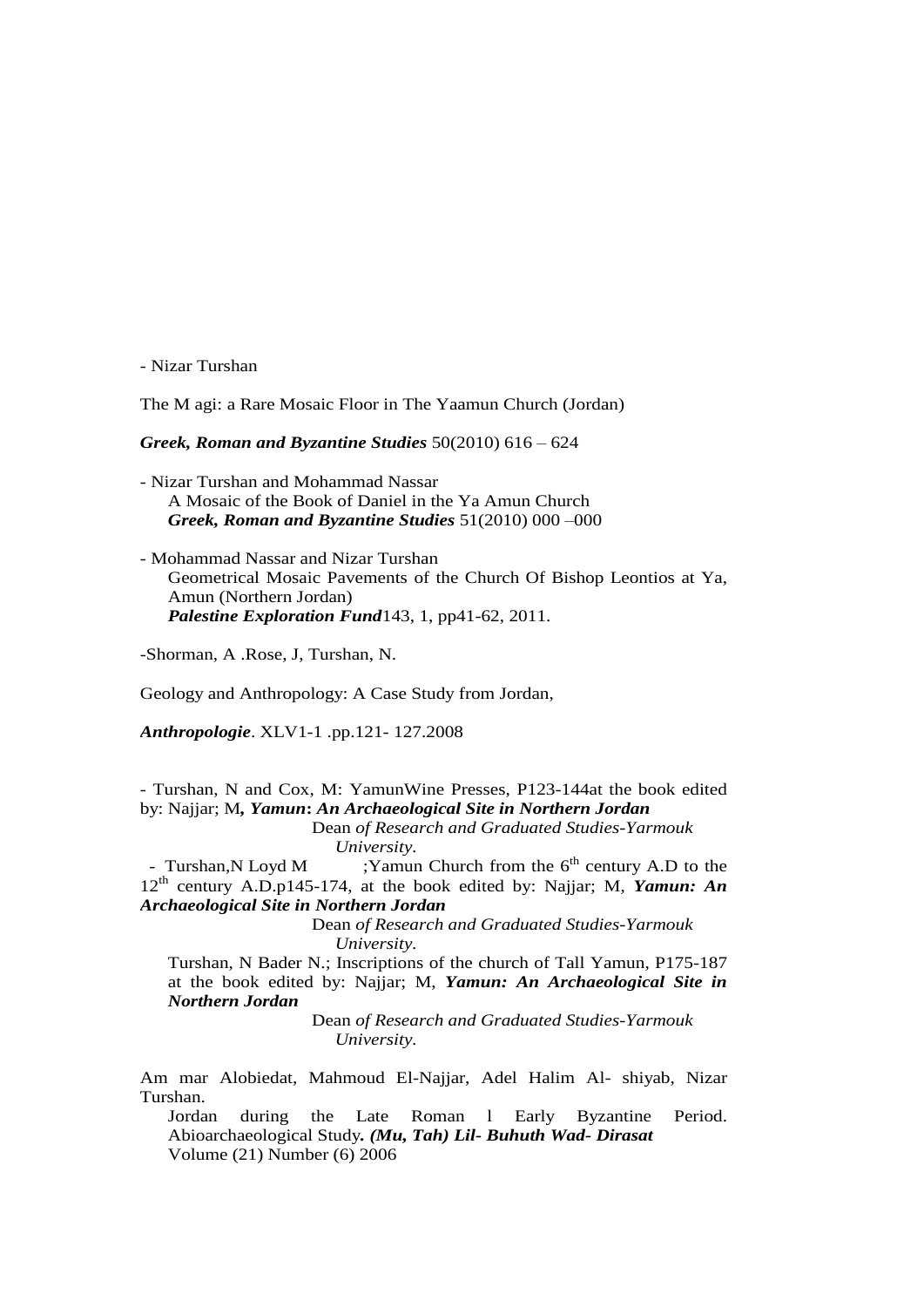- Nizar Turshan

The M agi: a Rare Mosaic Floor in The Yaamun Church (Jordan)

***Greek, Roman and Byzantine Studies*** 50(2010) 616 – 624

- Nizar Turshan and Mohammad Nassar
  A Mosaic of the Book of Daniel in the Ya Amun Church
  ***Greek, Roman and Byzantine Studies*** 51(2010) 000 –000

- Mohammad Nassar and Nizar Turshan
  Geometrical Mosaic Pavements of the Church Of Bishop Leontios at Ya, Amun (Northern Jordan)
  ***Palestine Exploration Fund***143, 1, pp41-62, 2011.

-Shorman, A .Rose, J, Turshan, N.

Geology and Anthropology: A Case Study from Jordan,

***Anthropologie***. XLV1-1 .pp.121- 127.2008

- Turshan, N and Cox, M: YamunWine Presses, P123-144at the book edited by: Najjar; M***, Yamun*****:** ***An Archaeological Site in Northern Jordan***
  Dean *of Research and Graduated Studies-Yarmouk University*.
- Turshan,N Loyd M ;Yamun Church from the 6th century A.D to the 12th century A.D.p145-174, at the book edited by: Najjar; M, ***Yamun: An Archaeological Site in Northern Jordan***
  Dean *of Research and Graduated Studies-Yarmouk University*.
  Turshan, N Bader N.; Inscriptions of the church of Tall Yamun, P175-187 at the book edited by: Najjar; M, ***Yamun: An Archaeological Site in Northern Jordan***
  Dean *of Research and Graduated Studies-Yarmouk University*.

Am mar Alobiedat, Mahmoud El-Najjar, Adel Halim Al- shiyab, Nizar Turshan.
  Jordan during the Late Roman l Early Byzantine Period. Abioarchaeological Study***. (Mu, Tah) Lil- Buhuth Wad- Dirasat***
  Volume (21) Number (6) 2006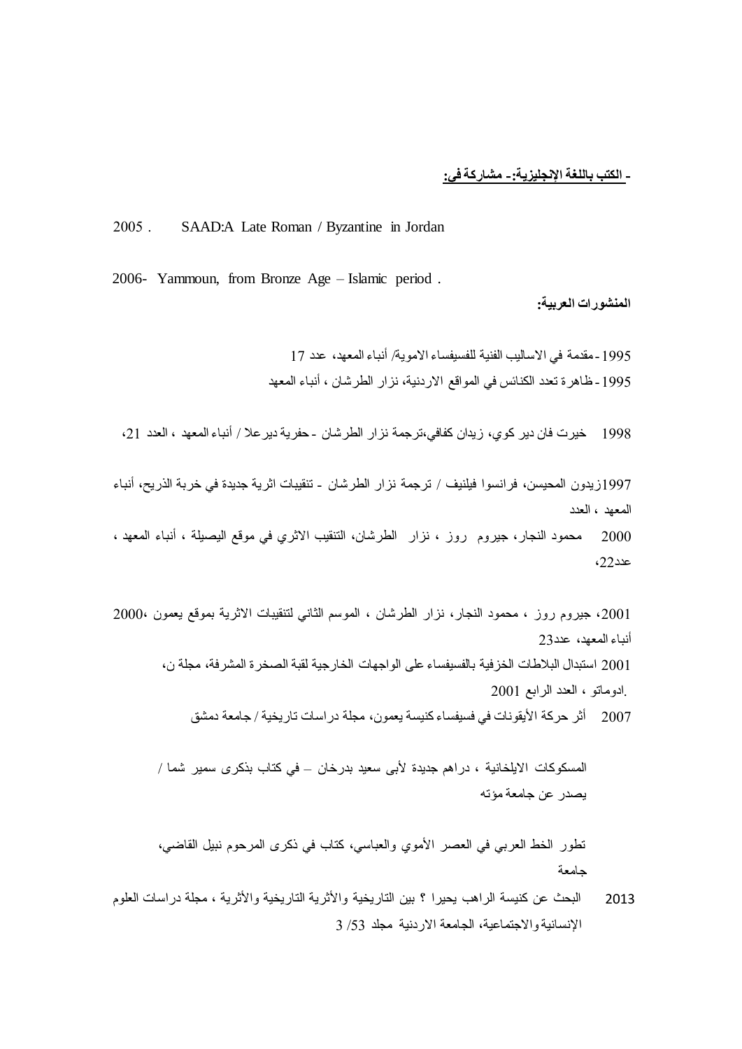**- الكتب باللغة الإنجليزية:- مشاركة في:**

2005 . SAAD:A Late Roman / Byzantine in Jordan

2006- Yammoun, from Bronze Age – Islamic period .

**المنشورات العربية:**

1995 - مقدمة في الاساليب الفنية للفسيفساء الاموية/ أنباء المعهد، عدد 17

1995 - ظاهرة تعدد الكنائس في المواقع الاردنية، نزار الطرشان ، أنباء المعهد

1998 خيرت فان دير كوي، زيدان كفافي،ترجمة نزار الطرشان - حفرية ديرعلا / أنباء المعهد ، العدد 21،

1997زيدون المحيسن، فرانسوا فيلنيف / ترجمة نزار الطرشان - تنقيبات اثرية جديدة في خربة الذريح، أنباء المعهد ، العدد

2000 محمود النجار، جيروم روز ، نزار الطرشان، التنقيب الاثري في موقع اليصيلة ، أنباء المعهد ، عدد22،

2001، جيروم روز ، محمود النجار، نزار الطرشان ، الموسم الثاني لتنقيبات الاثرية بموقع يعمون ،2000 أنباء المعهد، عدد23

2001 استبدال البلاطات الخزفية بالفسيفساء على الواجهات الخارجية لقبة الصخرة المشرفة، مجلة ن، .ادوماتو ، العدد الرابع 2001

2007 أثر حركة الأيقونات في فسيفساء كنيسة يعمون، مجلة دراسات تاريخية / جامعة دمشق

المسكوكات الايلخانية ، دراهم جديدة لأبى سعيد بدرخان – في كتاب بذكرى سمير شما / يصدر عن جامعة مؤته

تطور الخط العربي في العصر الأموي والعباسي، كتاب في ذكرى المرحوم نبيل القاضي، جامعة

2013 البحث عن كنيسة الراهب يحيرا ؟ بين التاريخية والأثرية التاريخية والأثرية ، مجلة دراسات العلوم الإنسانية والاجتماعية، الجامعة الاردنية مجلد 53/ 3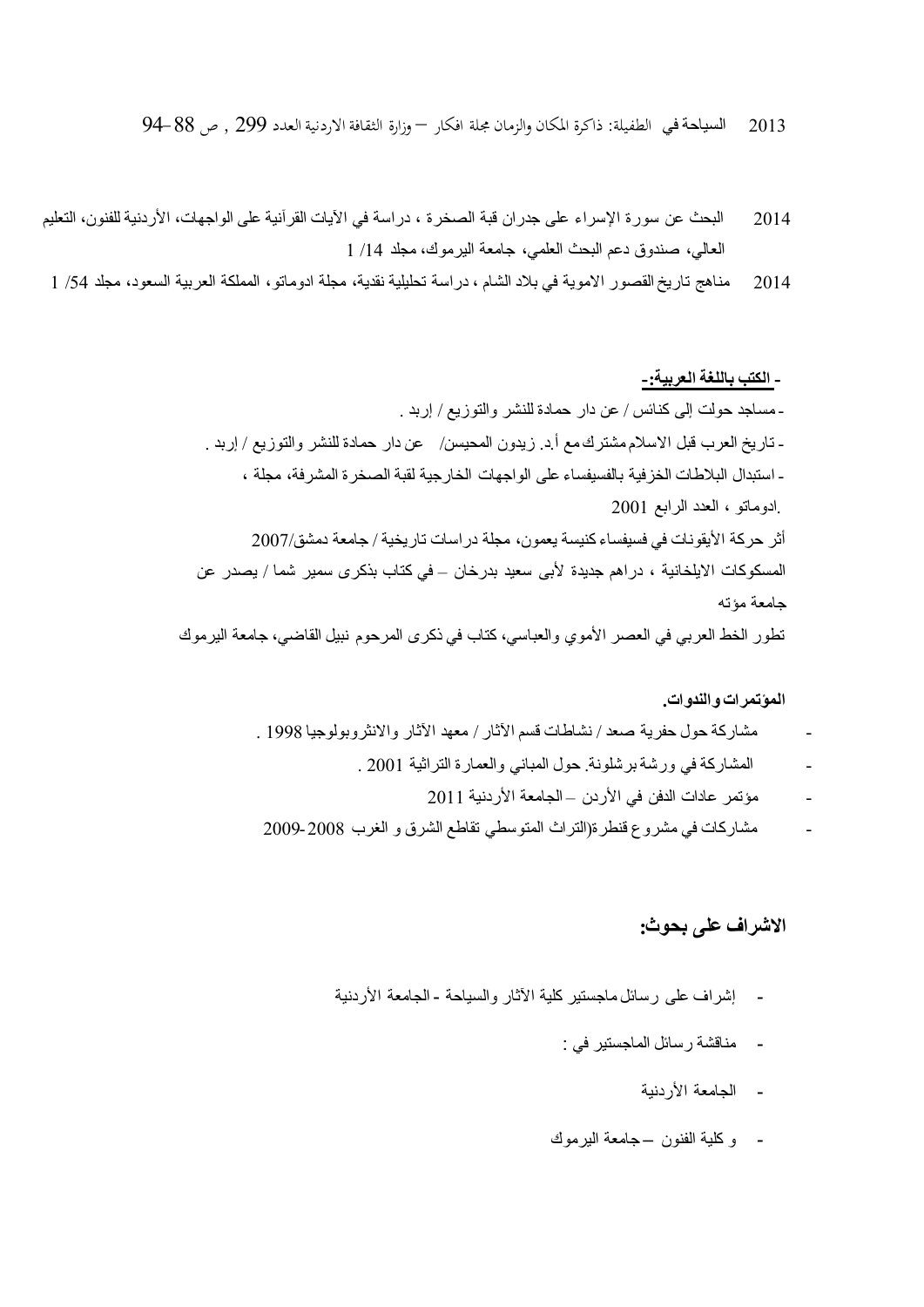2013 السياحة في الطفيلة: ذاكرة المكان والزمان مجلة افكار – وزارة الثقافة الاردنية العدد 299 , ص 88 -94

2014 البحث عن سورة الإسراء على جدران قبة الصخرة ، دراسة في الآيات القرآنية على الواجهات، الأردنية للفنون، التعليم العالي، صندوق دعم البحث العلمي، جامعة اليرموك، مجلد 14/ 1

2014 مناهج تاريخ القصور الاموية في بلاد الشام ، دراسة تحليلية نقدية، مجلة ادوماتو، المملكة العربية السعود، مجلد 54/ 1

**- الكتب باللغة العربية:-**

- مساجد حولت إلى كنائس / عن دار حمادة للنشر والتوزيع / إربد .
- تاريخ العرب قبل الاسلام مشترك مع أ.د. زيدون المحيسن/ عن دار حمادة للنشر والتوزيع / إربد .
- استبدال البلاطات الخزفية بالفسيفساء على الواجهات الخارجية لقبة الصخرة المشرفة، مجلة ، ادوماتو ، العدد الرابع 2001.

أثر حركة الأيقونات في فسيفساء كنيسة يعمون، مجلة دراسات تاريخية / جامعة دمشق/2007

المسكوكات الايلخانية ، دراهم جديدة لأبى سعيد بدرخان – في كتاب بذكرى سمير شما / يصدر عن جامعة مؤته

تطور الخط العربي في العصر الأموي والعباسي، كتاب في ذكرى المرحوم نبيل القاضي، جامعة اليرموك

**المؤتمرات والندوات.**

- مشاركة حول حفرية صعد / نشاطات قسم الآثار / معهد الآثار والانثروبولوجيا 1998 .
- المشاركة في ورشة برشلونة. حول المباني والعمارة التراثية 2001 .
- مؤتمر عادات الدفن في الأردن – الجامعة الأردنية 2011
- مشاركات في مشروع قنطرة(التراث المتوسطي تقاطع الشرق و الغرب 2008-2009

## الاشراف على بحوث:

- إشراف على رسائل ماجستير كلية الآثار والسياحة - الجامعة الأردنية
- مناقشة رسائل الماجستير في :
- الجامعة الأردنية
- و كلية الفنون – جامعة اليرموك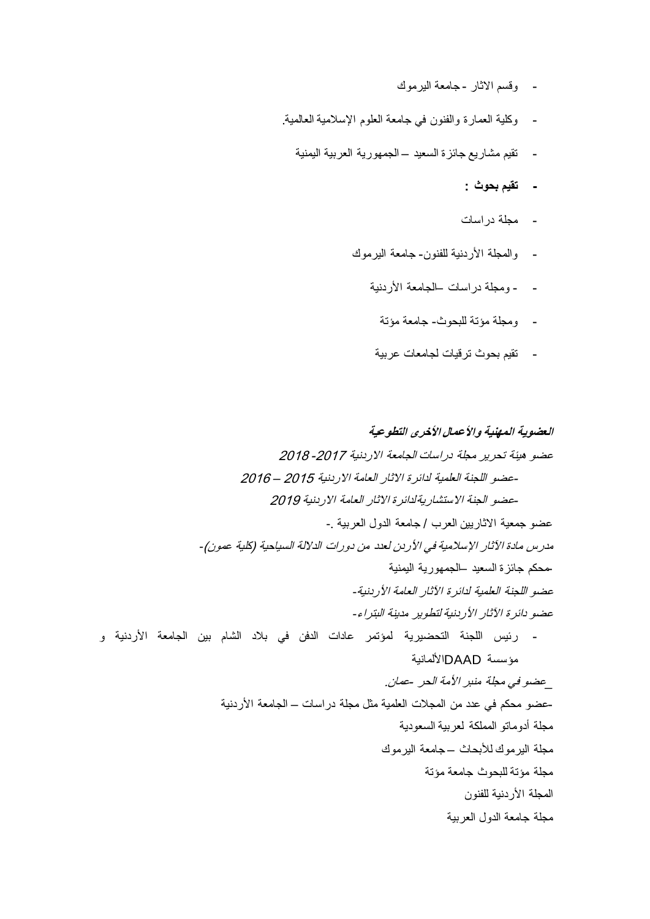- وقسم الاثار - جامعة اليرموك
- وكلية العمارة والفنون في جامعة العلوم الإسلامية العالمية.
- تقيم مشاريع جائزة السعيد – الجمهورية العربية اليمنية
- **تقيم بحوث :**
- مجلة دراسات
- والمجلة الأردنية للفنون- جامعة اليرموك
- - ومجلة دراسات –الجامعة الأردنية
- ومجلة مؤتة للبحوث- جامعة مؤتة
- تقيم بحوث ترقيات لجامعات عربية

***العضوية المهنية والأعمال الأخرى التطوعية***

*عضو هيئة تحرير مجلة دراسات الجامعة الاردنية 2017- 2018*

*-عضو اللجنة العلمية لدائرة الاثار العامة الاردنية 2015 – 2016*

*-عضو الجنة الاستشاريةلدائرة الاثار العامة الاردنية 2019*

عضو جمعية الاثاريين العرب / جامعة الدول العربية .-

*مدرس مادة الآثار الإسلامية في الأردن لعدد من دورات الدلالة السياحية (كلية عمون)-*

-محكم جائزة السعيد –الجمهورية اليمنية

*عضو اللجنة العلمية لدائرة الآثار العامة الأردنية-*

*عضو دائرة الآثار الأردنية لتطوير مدينة البتراء-*

- رئيس اللجنة التحضيرية لمؤتمر عادات الدفن في بلاد الشام بين الجامعة الأردنية و مؤسسة DAADالألمانية

*_عضو في مجلة منبر الأمة الحر -عمان.*

-عضو محكم في عدد من المجلات العلمية مثل مجلة دراسات – الجامعة الأردنية

مجلة أدوماتو المملكة لعربية السعودية

مجلة اليرموك للأبحاث –جامعة اليرموك

مجلة مؤتة للبحوث جامعة مؤتة

المجلة الأردنية للفنون

مجلة جامعة الدول العربية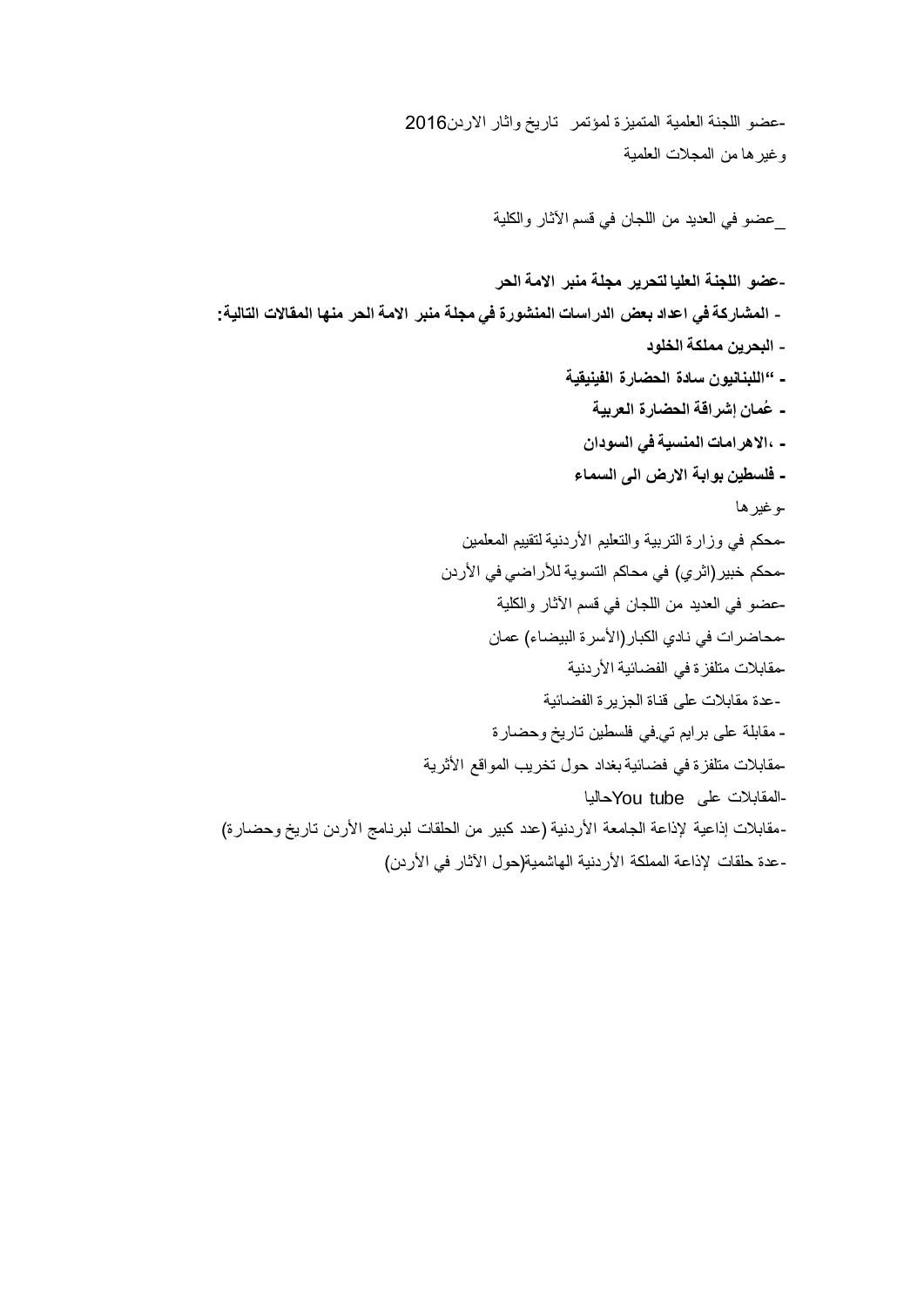-عضو اللجنة العلمية المتميزة لمؤتمر تاريخ واثار الاردن2016
وغيرها من المجلات العلمية

_عضو في العديد من اللجان في قسم الآثار والكلية

**-عضو اللجنة العليا لتحرير مجلة منبر الامة الحر**

**- المشاركة في اعداد بعض الدراسات المنشورة في مجلة منبر الامة الحر منها المقالات التالية:**

**- البحرين مملكة الخلود**

**- "اللبنانيون سادة الحضارة الفينيقية**

**- عُمان إشراقة الحضارة العربية**

**- ،الاهرامات المنسية في السودان**

**- فلسطين بوابة الارض الى السماء**

-وغيرها

-محكم في وزارة التربية والتعليم الأردنية لتقييم المعلمين

-محكم خبير(اثري) في محاكم التسوية للأراضي في الأردن

-عضو في العديد من اللجان في قسم الآثار والكلية

-محاضرات في نادي الكبار(الأسرة البيضاء) عمان

-مقابلات متلفزة في الفضائية الأردنية

-عدة مقابلات على قناة الجزيرة الفضائية

- مقابلة على برايم تي.في فلسطين تاريخ وحضارة

-مقابلات متلفزة في فضائية بغداد حول تخريب المواقع الأثرية

-المقابلات على You tube حاليا

-مقابلات إذاعية لإذاعة الجامعة الأردنية (عدد كبير من الحلقات لبرنامج الأردن تاريخ وحضارة)

-عدة حلقات لإذاعة المملكة الأردنية الهاشمية(حول الآثار في الأردن)